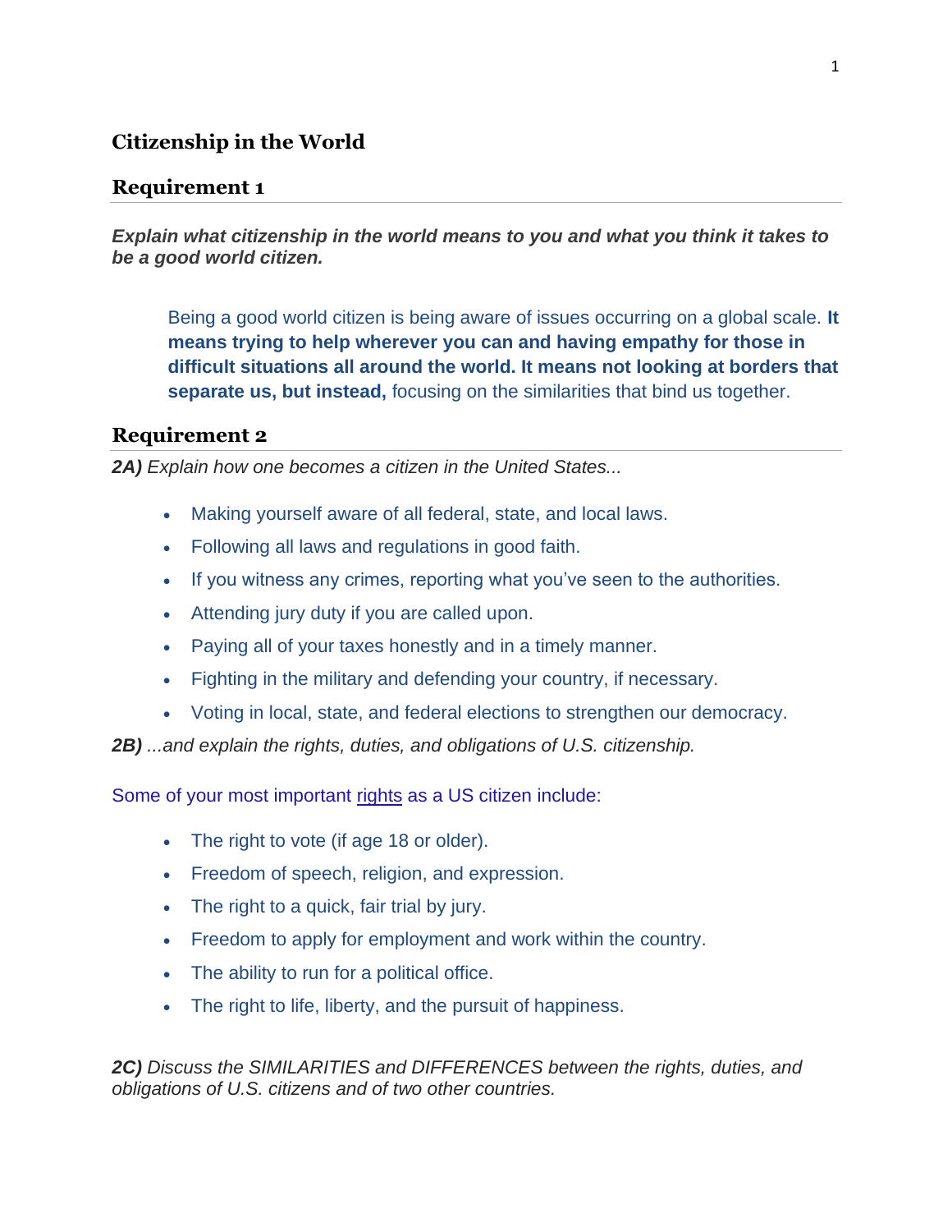## Citizenship in the World

### Requirement 1

***Explain what citizenship in the world means to you and what you think it takes to be a good world citizen.***

> Being a good world citizen is being aware of issues occurring on a global scale. **It means trying to help wherever you can and having empathy for those in difficult situations all around the world. It means not looking at borders that separate us, but instead,** focusing on the similarities that bind us together.

### Requirement 2

***2A)*** *Explain how one becomes a citizen in the United States...*

- Making yourself aware of all federal, state, and local laws.
- Following all laws and regulations in good faith.
- If you witness any crimes, reporting what you've seen to the authorities.
- Attending jury duty if you are called upon.
- Paying all of your taxes honestly and in a timely manner.
- Fighting in the military and defending your country, if necessary.
- Voting in local, state, and federal elections to strengthen our democracy.

***2B)*** *...and explain the rights, duties, and obligations of U.S. citizenship.*

Some of your most important rights as a US citizen include:

- The right to vote (if age 18 or older).
- Freedom of speech, religion, and expression.
- The right to a quick, fair trial by jury.
- Freedom to apply for employment and work within the country.
- The ability to run for a political office.
- The right to life, liberty, and the pursuit of happiness.

***2C)*** *Discuss the SIMILARITIES and DIFFERENCES between the rights, duties, and obligations of U.S. citizens and of two other countries.*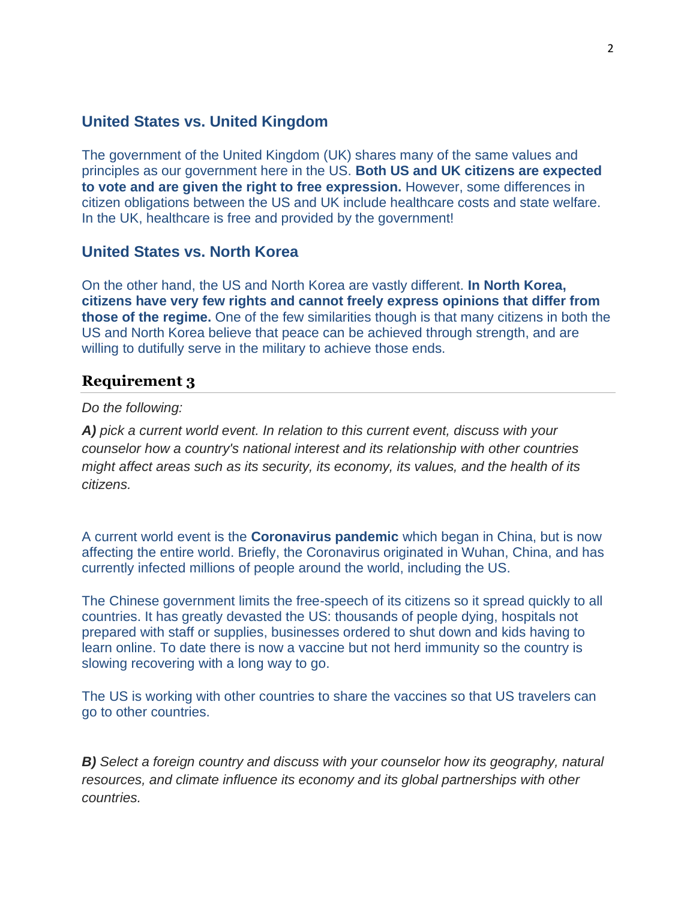## United States vs. United Kingdom

The government of the United Kingdom (UK) shares many of the same values and principles as our government here in the US. **Both US and UK citizens are expected to vote and are given the right to free expression.** However, some differences in citizen obligations between the US and UK include healthcare costs and state welfare. In the UK, healthcare is free and provided by the government!

## United States vs. North Korea

On the other hand, the US and North Korea are vastly different. **In North Korea, citizens have very few rights and cannot freely express opinions that differ from those of the regime.** One of the few similarities though is that many citizens in both the US and North Korea believe that peace can be achieved through strength, and are willing to dutifully serve in the military to achieve those ends.

## Requirement 3

*Do the following:*

***A)*** *pick a current world event. In relation to this current event, discuss with your counselor how a country's national interest and its relationship with other countries might affect areas such as its security, its economy, its values, and the health of its citizens.*

A current world event is the **Coronavirus pandemic** which began in China, but is now affecting the entire world. Briefly, the Coronavirus originated in Wuhan, China, and has currently infected millions of people around the world, including the US.

The Chinese government limits the free-speech of its citizens so it spread quickly to all countries. It has greatly devasted the US: thousands of people dying, hospitals not prepared with staff or supplies, businesses ordered to shut down and kids having to learn online. To date there is now a vaccine but not herd immunity so the country is slowing recovering with a long way to go.

The US is working with other countries to share the vaccines so that US travelers can go to other countries.

***B)*** *Select a foreign country and discuss with your counselor how its geography, natural resources, and climate influence its economy and its global partnerships with other countries.*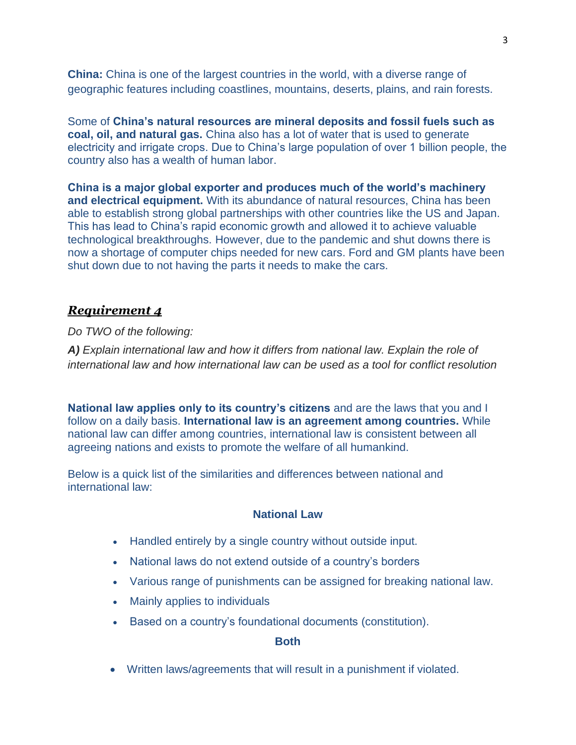**China:** China is one of the largest countries in the world, with a diverse range of geographic features including coastlines, mountains, deserts, plains, and rain forests.

Some of **China's natural resources are mineral deposits and fossil fuels such as coal, oil, and natural gas.** China also has a lot of water that is used to generate electricity and irrigate crops. Due to China's large population of over 1 billion people, the country also has a wealth of human labor.

**China is a major global exporter and produces much of the world's machinery and electrical equipment.** With its abundance of natural resources, China has been able to establish strong global partnerships with other countries like the US and Japan. This has lead to China's rapid economic growth and allowed it to achieve valuable technological breakthroughs. However, due to the pandemic and shut downs there is now a shortage of computer chips needed for new cars. Ford and GM plants have been shut down due to not having the parts it needs to make the cars.

## ***Requirement 4***

*Do TWO of the following:*

***A)*** *Explain international law and how it differs from national law. Explain the role of international law and how international law can be used as a tool for conflict resolution*

**National law applies only to its country's citizens** and are the laws that you and I follow on a daily basis. **International law is an agreement among countries.** While national law can differ among countries, international law is consistent between all agreeing nations and exists to promote the welfare of all humankind.

Below is a quick list of the similarities and differences between national and international law:

**National Law**

- Handled entirely by a single country without outside input.
- National laws do not extend outside of a country's borders
- Various range of punishments can be assigned for breaking national law.
- Mainly applies to individuals
- Based on a country's foundational documents (constitution).

**Both**

- Written laws/agreements that will result in a punishment if violated.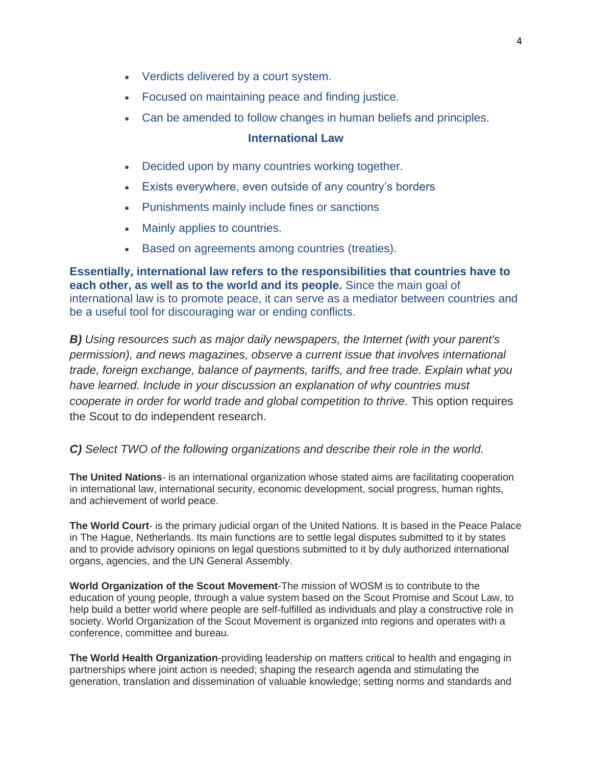- Verdicts delivered by a court system.
- Focused on maintaining peace and finding justice.
- Can be amended to follow changes in human beliefs and principles.

### International Law

- Decided upon by many countries working together.
- Exists everywhere, even outside of any country's borders
- Punishments mainly include fines or sanctions
- Mainly applies to countries.
- Based on agreements among countries (treaties).

**Essentially, international law refers to the responsibilities that countries have to each other, as well as to the world and its people.** Since the main goal of international law is to promote peace, it can serve as a mediator between countries and be a useful tool for discouraging war or ending conflicts.

***B)*** *Using resources such as major daily newspapers, the Internet (with your parent's permission), and news magazines, observe a current issue that involves international trade, foreign exchange, balance of payments, tariffs, and free trade. Explain what you have learned. Include in your discussion an explanation of why countries must cooperate in order for world trade and global competition to thrive.* This option requires the Scout to do independent research.

***C)*** *Select TWO of the following organizations and describe their role in the world.*

**The United Nations**- is an international organization whose stated aims are facilitating cooperation in international law, international security, economic development, social progress, human rights, and achievement of world peace.

**The World Court**- is the primary judicial organ of the United Nations. It is based in the Peace Palace in The Hague, Netherlands. Its main functions are to settle legal disputes submitted to it by states and to provide advisory opinions on legal questions submitted to it by duly authorized international organs, agencies, and the UN General Assembly.

**World Organization of the Scout Movement**-The mission of WOSM is to contribute to the education of young people, through a value system based on the Scout Promise and Scout Law, to help build a better world where people are self-fulfilled as individuals and play a constructive role in society. World Organization of the Scout Movement is organized into regions and operates with a conference, committee and bureau.

**The World Health Organization**-providing leadership on matters critical to health and engaging in partnerships where joint action is needed; shaping the research agenda and stimulating the generation, translation and dissemination of valuable knowledge; setting norms and standards and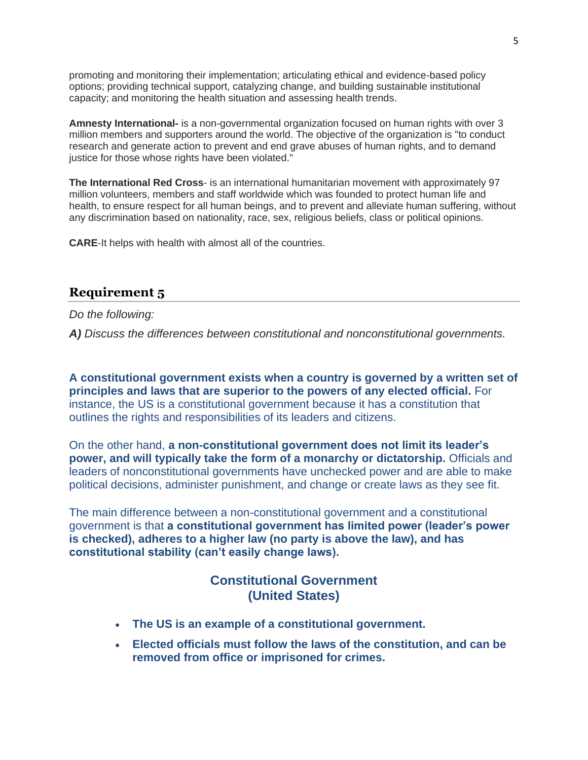promoting and monitoring their implementation; articulating ethical and evidence-based policy options; providing technical support, catalyzing change, and building sustainable institutional capacity; and monitoring the health situation and assessing health trends.

**Amnesty International-** is a non-governmental organization focused on human rights with over 3 million members and supporters around the world. The objective of the organization is "to conduct research and generate action to prevent and end grave abuses of human rights, and to demand justice for those whose rights have been violated."

**The International Red Cross**- is an international humanitarian movement with approximately 97 million volunteers, members and staff worldwide which was founded to protect human life and health, to ensure respect for all human beings, and to prevent and alleviate human suffering, without any discrimination based on nationality, race, sex, religious beliefs, class or political opinions.

**CARE**-It helps with health with almost all of the countries.

## Requirement 5

*Do the following:*

***A)*** *Discuss the differences between constitutional and nonconstitutional governments.*

**A constitutional government exists when a country is governed by a written set of principles and laws that are superior to the powers of any elected official.** For instance, the US is a constitutional government because it has a constitution that outlines the rights and responsibilities of its leaders and citizens.

On the other hand, **a non-constitutional government does not limit its leader's power, and will typically take the form of a monarchy or dictatorship.** Officials and leaders of nonconstitutional governments have unchecked power and are able to make political decisions, administer punishment, and change or create laws as they see fit.

The main difference between a non-constitutional government and a constitutional government is that **a constitutional government has limited power (leader's power is checked), adheres to a higher law (no party is above the law), and has constitutional stability (can't easily change laws).**

**Constitutional Government
(United States)**

- **The US is an example of a constitutional government.**
- **Elected officials must follow the laws of the constitution, and can be removed from office or imprisoned for crimes.**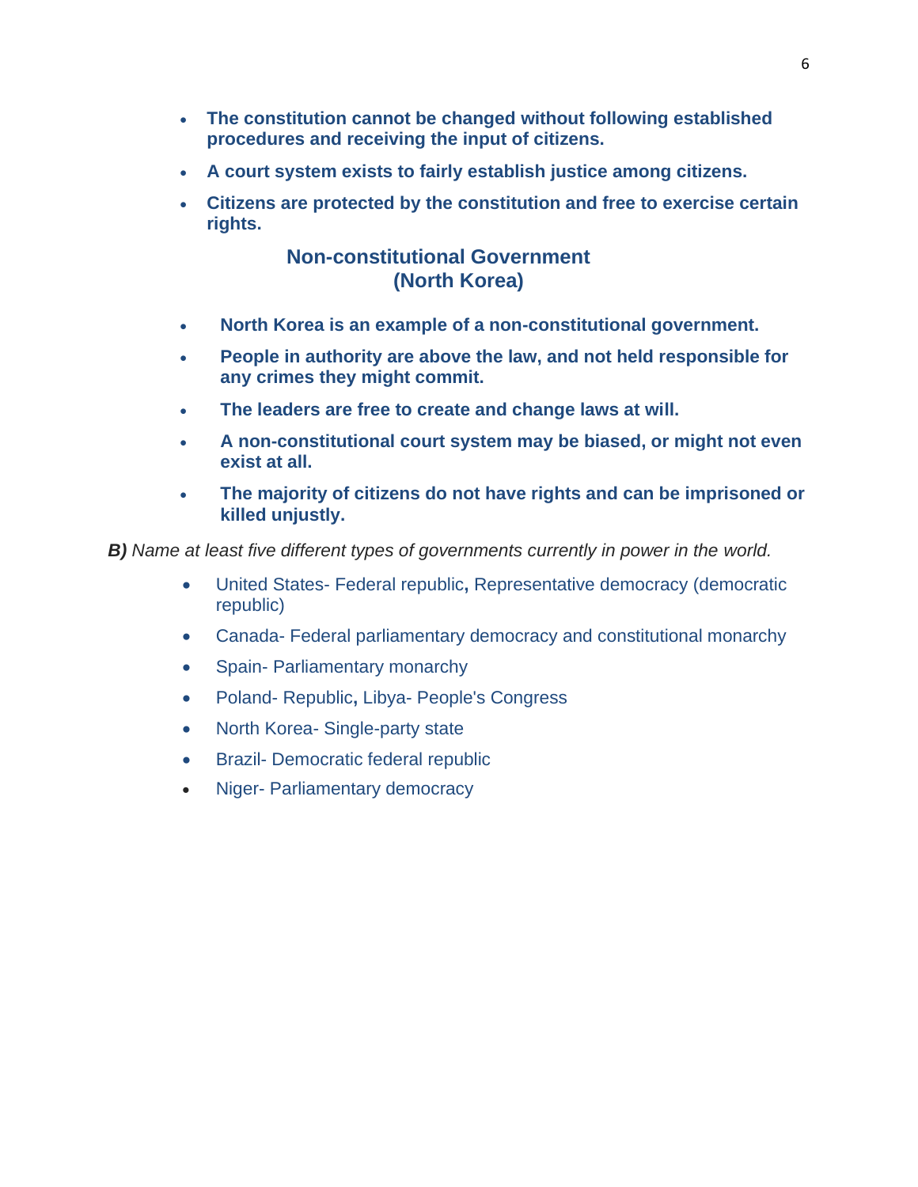- **The constitution cannot be changed without following established procedures and receiving the input of citizens.**
- **A court system exists to fairly establish justice among citizens.**
- **Citizens are protected by the constitution and free to exercise certain rights.**

### Non-constitutional Government (North Korea)

- **North Korea is an example of a non-constitutional government.**
- **People in authority are above the law, and not held responsible for any crimes they might commit.**
- **The leaders are free to create and change laws at will.**
- **A non-constitutional court system may be biased, or might not even exist at all.**
- **The majority of citizens do not have rights and can be imprisoned or killed unjustly.**

***B)*** *Name at least five different types of governments currently in power in the world.*

- United States- Federal republic**,** Representative democracy (democratic republic)
- Canada- Federal parliamentary democracy and constitutional monarchy
- Spain- Parliamentary monarchy
- Poland- Republic**,** Libya- People's Congress
- North Korea- Single-party state
- Brazil- Democratic federal republic
- Niger- Parliamentary democracy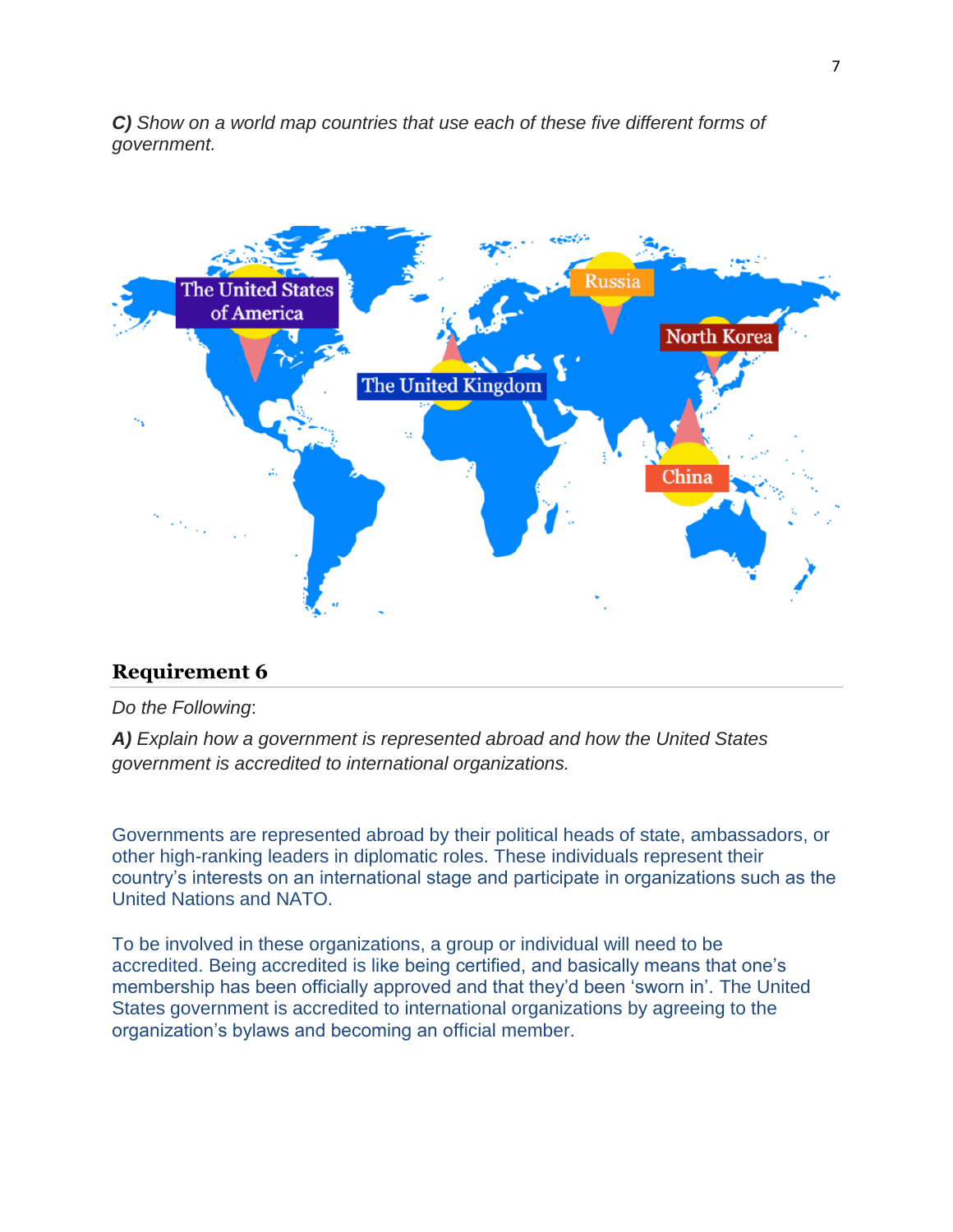***C)*** *Show on a world map countries that use each of these five different forms of government.*

The United States of America

Russia

North Korea

The United Kingdom

China

## Requirement 6

*Do the Following*:

***A)*** *Explain how a government is represented abroad and how the United States government is accredited to international organizations.*

Governments are represented abroad by their political heads of state, ambassadors, or other high-ranking leaders in diplomatic roles. These individuals represent their country's interests on an international stage and participate in organizations such as the United Nations and NATO.

To be involved in these organizations, a group or individual will need to be accredited. Being accredited is like being certified, and basically means that one's membership has been officially approved and that they'd been 'sworn in'. The United States government is accredited to international organizations by agreeing to the organization's bylaws and becoming an official member.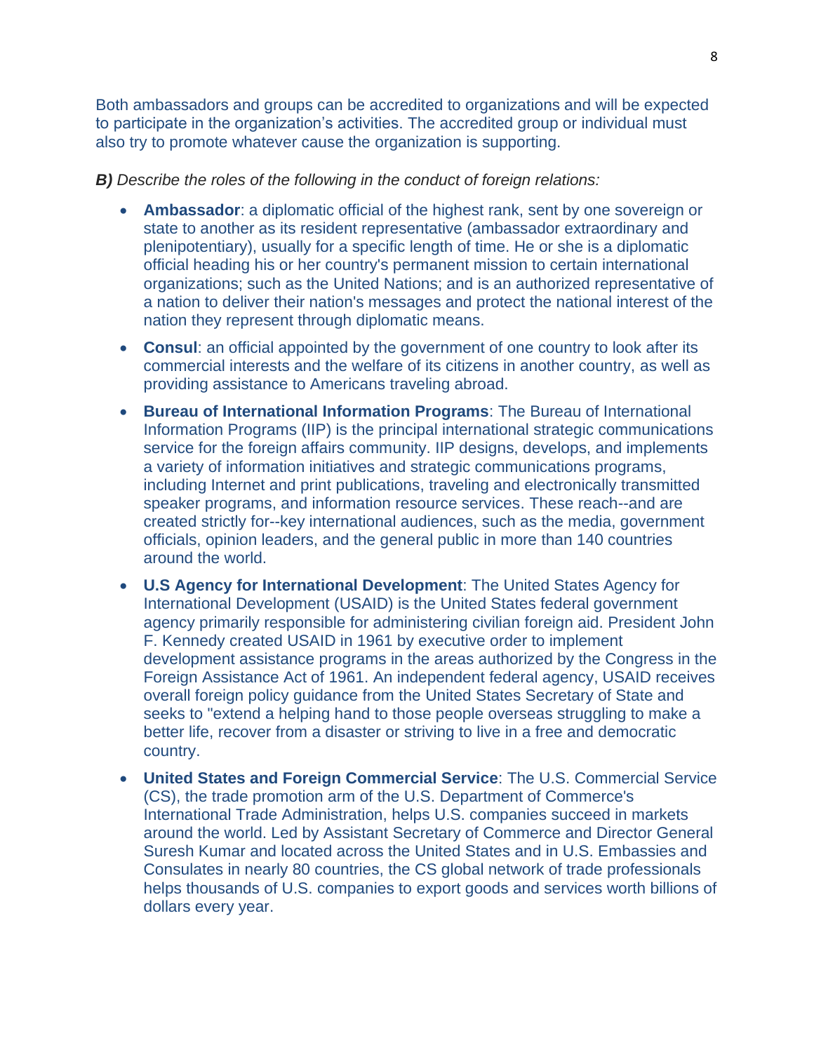Both ambassadors and groups can be accredited to organizations and will be expected to participate in the organization's activities. The accredited group or individual must also try to promote whatever cause the organization is supporting.

***B)*** *Describe the roles of the following in the conduct of foreign relations:*

- **Ambassador**: a diplomatic official of the highest rank, sent by one sovereign or state to another as its resident representative (ambassador extraordinary and plenipotentiary), usually for a specific length of time. He or she is a diplomatic official heading his or her country's permanent mission to certain international organizations; such as the United Nations; and is an authorized representative of a nation to deliver their nation's messages and protect the national interest of the nation they represent through diplomatic means.
- **Consul**: an official appointed by the government of one country to look after its commercial interests and the welfare of its citizens in another country, as well as providing assistance to Americans traveling abroad.
- **Bureau of International Information Programs**: The Bureau of International Information Programs (IIP) is the principal international strategic communications service for the foreign affairs community. IIP designs, develops, and implements a variety of information initiatives and strategic communications programs, including Internet and print publications, traveling and electronically transmitted speaker programs, and information resource services. These reach--and are created strictly for--key international audiences, such as the media, government officials, opinion leaders, and the general public in more than 140 countries around the world.
- **U.S Agency for International Development**: The United States Agency for International Development (USAID) is the United States federal government agency primarily responsible for administering civilian foreign aid. President John F. Kennedy created USAID in 1961 by executive order to implement development assistance programs in the areas authorized by the Congress in the Foreign Assistance Act of 1961. An independent federal agency, USAID receives overall foreign policy guidance from the United States Secretary of State and seeks to "extend a helping hand to those people overseas struggling to make a better life, recover from a disaster or striving to live in a free and democratic country.
- **United States and Foreign Commercial Service**: The U.S. Commercial Service (CS), the trade promotion arm of the U.S. Department of Commerce's International Trade Administration, helps U.S. companies succeed in markets around the world. Led by Assistant Secretary of Commerce and Director General Suresh Kumar and located across the United States and in U.S. Embassies and Consulates in nearly 80 countries, the CS global network of trade professionals helps thousands of U.S. companies to export goods and services worth billions of dollars every year.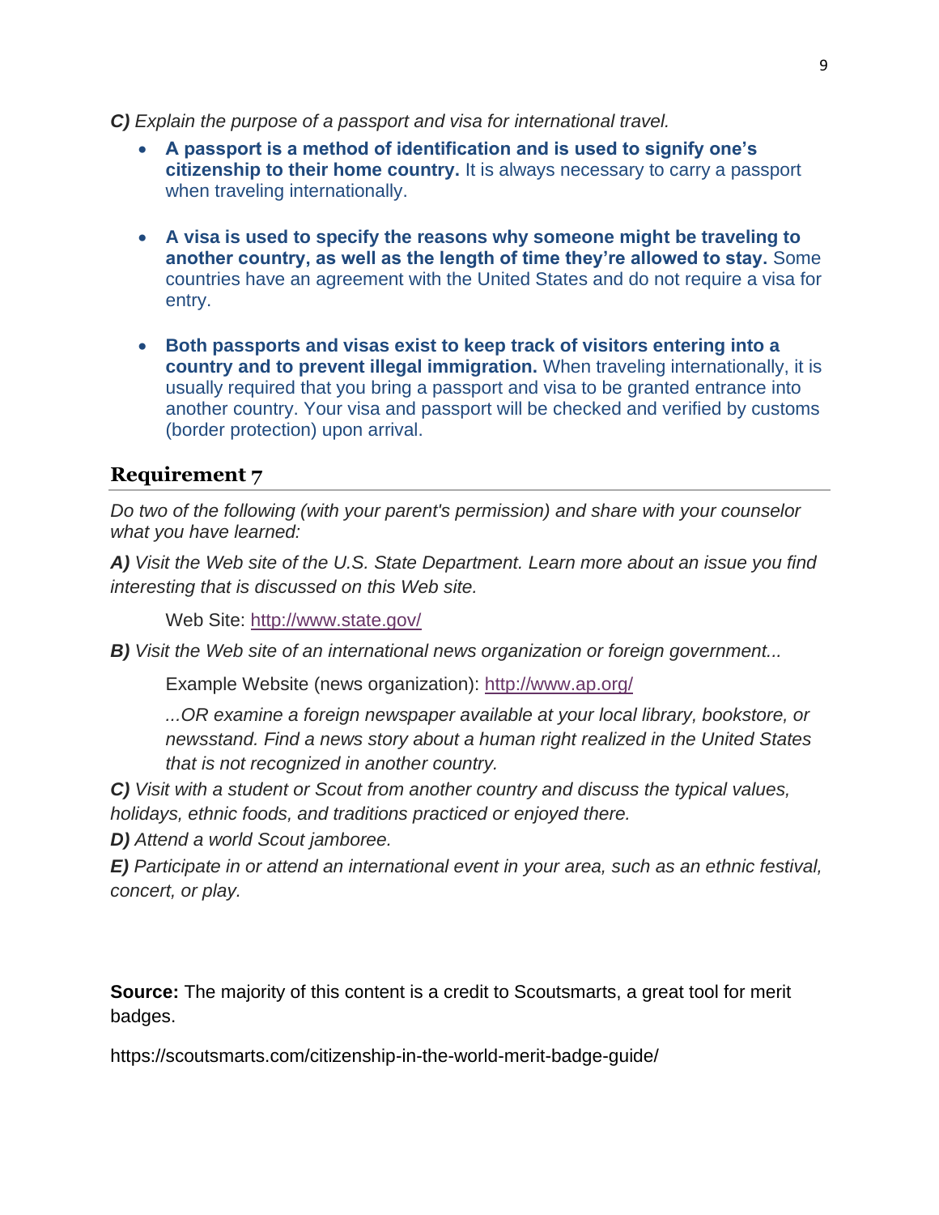***C)*** *Explain the purpose of a passport and visa for international travel.*

- **A passport is a method of identification and is used to signify one's citizenship to their home country.** It is always necessary to carry a passport when traveling internationally.

- **A visa is used to specify the reasons why someone might be traveling to another country, as well as the length of time they're allowed to stay.** Some countries have an agreement with the United States and do not require a visa for entry.

- **Both passports and visas exist to keep track of visitors entering into a country and to prevent illegal immigration.** When traveling internationally, it is usually required that you bring a passport and visa to be granted entrance into another country. Your visa and passport will be checked and verified by customs (border protection) upon arrival.

## Requirement 7

*Do two of the following (with your parent's permission) and share with your counselor what you have learned:*

***A)*** *Visit the Web site of the U.S. State Department. Learn more about an issue you find interesting that is discussed on this Web site.*

Web Site: [http://www.state.gov/](http://www.state.gov/)

***B)*** *Visit the Web site of an international news organization or foreign government...*

Example Website (news organization): [http://www.ap.org/](http://www.ap.org/)

*...OR examine a foreign newspaper available at your local library, bookstore, or newsstand. Find a news story about a human right realized in the United States that is not recognized in another country.*

***C)*** *Visit with a student or Scout from another country and discuss the typical values, holidays, ethnic foods, and traditions practiced or enjoyed there.*

***D)*** *Attend a world Scout jamboree.*

***E)*** *Participate in or attend an international event in your area, such as an ethnic festival, concert, or play.*

**Source:** The majority of this content is a credit to Scoutsmarts, a great tool for merit badges.

https://scoutsmarts.com/citizenship-in-the-world-merit-badge-guide/